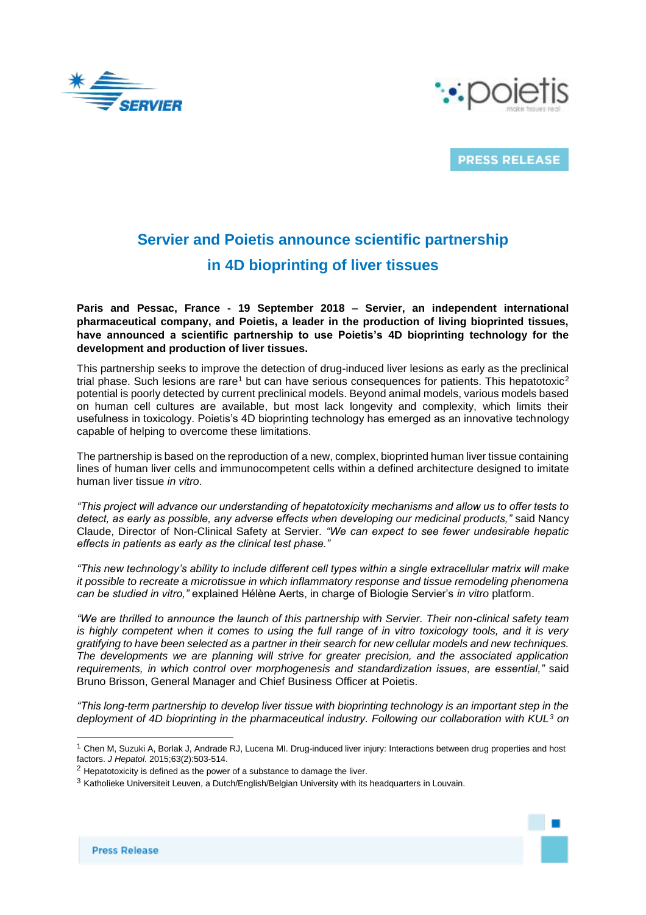PRESS RELEASE

# Servier and Poietis announce scientific partnership in 4D bioprinting of liver tissues

**Paris and Pessac, France - 19 September 2018 – Servier, an independent international pharmaceutical company, and Poietis, a leader in the production of living bioprinted tissues, have announced a scientific partnership to use Poietis's 4D bioprinting technology for the development and production of liver tissues.**

This partnership seeks to improve the detection of drug-induced liver lesions as early as the preclinical trial phase. Such lesions are rare[1] but can have serious consequences for patients. This hepatotoxic[2] potential is poorly detected by current preclinical models. Beyond animal models, various models based on human cell cultures are available, but most lack longevity and complexity, which limits their usefulness in toxicology. Poietis's 4D bioprinting technology has emerged as an innovative technology capable of helping to overcome these limitations.

The partnership is based on the reproduction of a new, complex, bioprinted human liver tissue containing lines of human liver cells and immunocompetent cells within a defined architecture designed to imitate human liver tissue *in vitro*.

*"This project will advance our understanding of hepatotoxicity mechanisms and allow us to offer tests to detect, as early as possible, any adverse effects when developing our medicinal products,"* said Nancy Claude, Director of Non-Clinical Safety at Servier. *"We can expect to see fewer undesirable hepatic effects in patients as early as the clinical test phase."*

*"This new technology's ability to include different cell types within a single extracellular matrix will make it possible to recreate a microtissue in which inflammatory response and tissue remodeling phenomena can be studied in vitro,"* explained Hélène Aerts, in charge of Biologie Servier's *in vitro* platform.

*"We are thrilled to announce the launch of this partnership with Servier. Their non-clinical safety team is highly competent when it comes to using the full range of in vitro toxicology tools, and it is very gratifying to have been selected as a partner in their search for new cellular models and new techniques. The developments we are planning will strive for greater precision, and the associated application requirements, in which control over morphogenesis and standardization issues, are essential,"* said Bruno Brisson, General Manager and Chief Business Officer at Poietis.

*"This long-term partnership to develop liver tissue with bioprinting technology is an important step in the deployment of 4D bioprinting in the pharmaceutical industry. Following our collaboration with KUL[3] on*

---

[1] Chen M, Suzuki A, Borlak J, Andrade RJ, Lucena MI. Drug-induced liver injury: Interactions between drug properties and host factors. *J Hepatol*. 2015;63(2):503-514.

[2] Hepatotoxicity is defined as the power of a substance to damage the liver.

[3] Katholieke Universiteit Leuven, a Dutch/English/Belgian University with its headquarters in Louvain.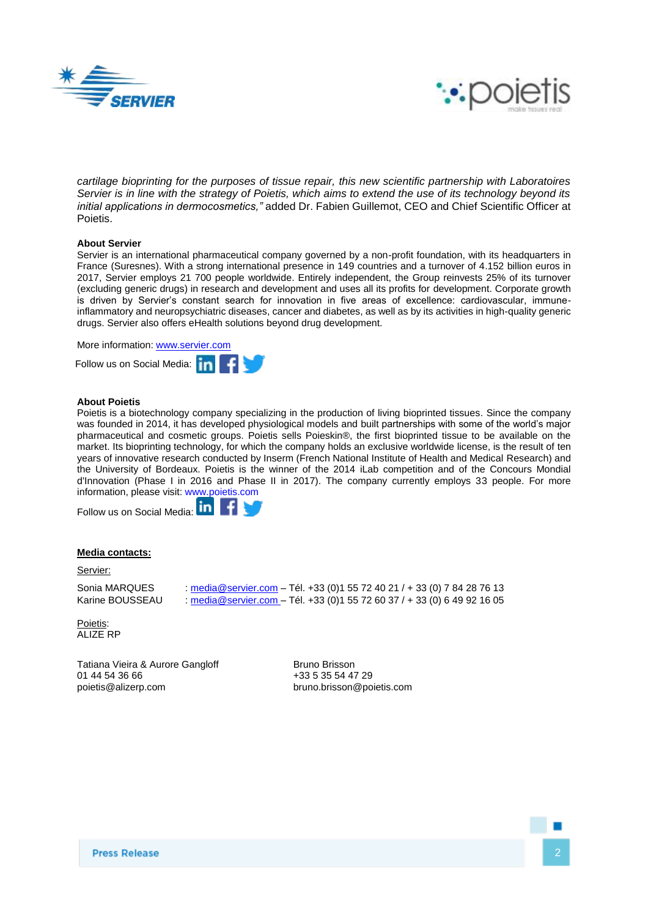*cartilage bioprinting for the purposes of tissue repair, this new scientific partnership with Laboratoires Servier is in line with the strategy of Poietis, which aims to extend the use of its technology beyond its initial applications in dermocosmetics,"* added Dr. Fabien Guillemot, CEO and Chief Scientific Officer at Poietis.

**About Servier**

Servier is an international pharmaceutical company governed by a non-profit foundation, with its headquarters in France (Suresnes). With a strong international presence in 149 countries and a turnover of 4.152 billion euros in 2017, Servier employs 21 700 people worldwide. Entirely independent, the Group reinvests 25% of its turnover (excluding generic drugs) in research and development and uses all its profits for development. Corporate growth is driven by Servier's constant search for innovation in five areas of excellence: cardiovascular, immune-inflammatory and neuropsychiatric diseases, cancer and diabetes, as well as by its activities in high-quality generic drugs. Servier also offers eHealth solutions beyond drug development.

More information: [www.servier.com](http://www.servier.com)

Follow us on Social Media:

**About Poietis**

Poietis is a biotechnology company specializing in the production of living bioprinted tissues. Since the company was founded in 2014, it has developed physiological models and built partnerships with some of the world's major pharmaceutical and cosmetic groups. Poietis sells Poieskin®, the first bioprinted tissue to be available on the market. Its bioprinting technology, for which the company holds an exclusive worldwide license, is the result of ten years of innovative research conducted by Inserm (French National Institute of Health and Medical Research) and the University of Bordeaux. Poietis is the winner of the 2014 iLab competition and of the Concours Mondial d'Innovation (Phase I in 2016 and Phase II in 2017). The company currently employs 33 people. For more information, please visit: [www.poietis.com](http://www.poietis.com)

Follow us on Social Media:

**Media contacts:**

Servier:

Sonia MARQUES : media@servier.com – Tél. +33 (0)1 55 72 40 21 / + 33 (0) 7 84 28 76 13
Karine BOUSSEAU : media@servier.com – Tél. +33 (0)1 55 72 60 37 / + 33 (0) 6 49 92 16 05

Poietis:
ALIZE RP

Tatiana Vieira & Aurore Gangloff
01 44 54 36 66
poietis@alizerp.com

Bruno Brisson
+33 5 35 54 47 29
bruno.brisson@poietis.com